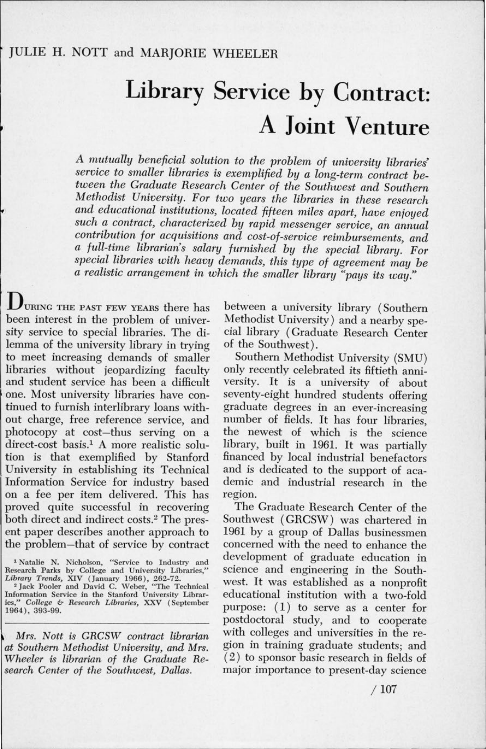JULIE H. NOTT and MARJORIE WHEELER

# Library Service by Contract: A Joint Venture

*A mutually beneficial solution to the problem of university libraries' service to smaller libraries is exemplified by a long-term contract between the Graduate Research Center of the Southwest and Southern Methodist University. For two years the libraries in these research and educational institutions, located fifteen miles apart, have enjoyed such a contract, characterized by rapid messenger service, an annual contribution for acquisitions and cost-of-service reimbursements, and a full-time librarian's salary furnished by the special library. For special libraries with heavy demands, this type of agreement may be a realistic arrangement in which the smaller library "pays its way."*

During the past few years there has been interest in the problem of university service to special libraries. The dilemma of the university library in trying to meet increasing demands of smaller libraries without jeopardizing faculty and student service has been a difficult one. Most university libraries have continued to furnish interlibrary loans without charge, free reference service, and photocopy at cost—thus serving on a direct-cost basis.[1] A more realistic solution is that exemplified by Stanford University in establishing its Technical Information Service for industry based on a fee per item delivered. This has proved quite successful in recovering both direct and indirect costs.[2] The present paper describes another approach to the problem—that of service by contract between a university library (Southern Methodist University) and a nearby special library (Graduate Research Center of the Southwest).

Southern Methodist University (SMU) only recently celebrated its fiftieth anniversity. It is a university of about seventy-eight hundred students offering graduate degrees in an ever-increasing number of fields. It has four libraries, the newest of which is the science library, built in 1961. It was partially financed by local industrial benefactors and is dedicated to the support of academic and industrial research in the region.

The Graduate Research Center of the Southwest (GRCSW) was chartered in 1961 by a group of Dallas businessmen concerned with the need to enhance the development of graduate education in science and engineering in the Southwest. It was established as a nonprofit educational institution with a two-fold purpose: (1) to serve as a center for postdoctoral study, and to cooperate with colleges and universities in the region in training graduate students; and (2) to sponsor basic research in fields of major importance to present-day science

---

[1] Natalie N. Nicholson, "Service to Industry and Research Parks by College and University Libraries," *Library Trends*, XIV (January 1966), 262-72.

[2] Jack Pooler and David C. Weber, "The Technical Information Service in the Stanford University Libraries," *College & Research Libraries*, XXV (September 1964), 393-99.

*Mrs. Nott is GRCSW contract librarian at Southern Methodist University, and Mrs. Wheeler is librarian of the Graduate Research Center of the Southwest, Dallas.*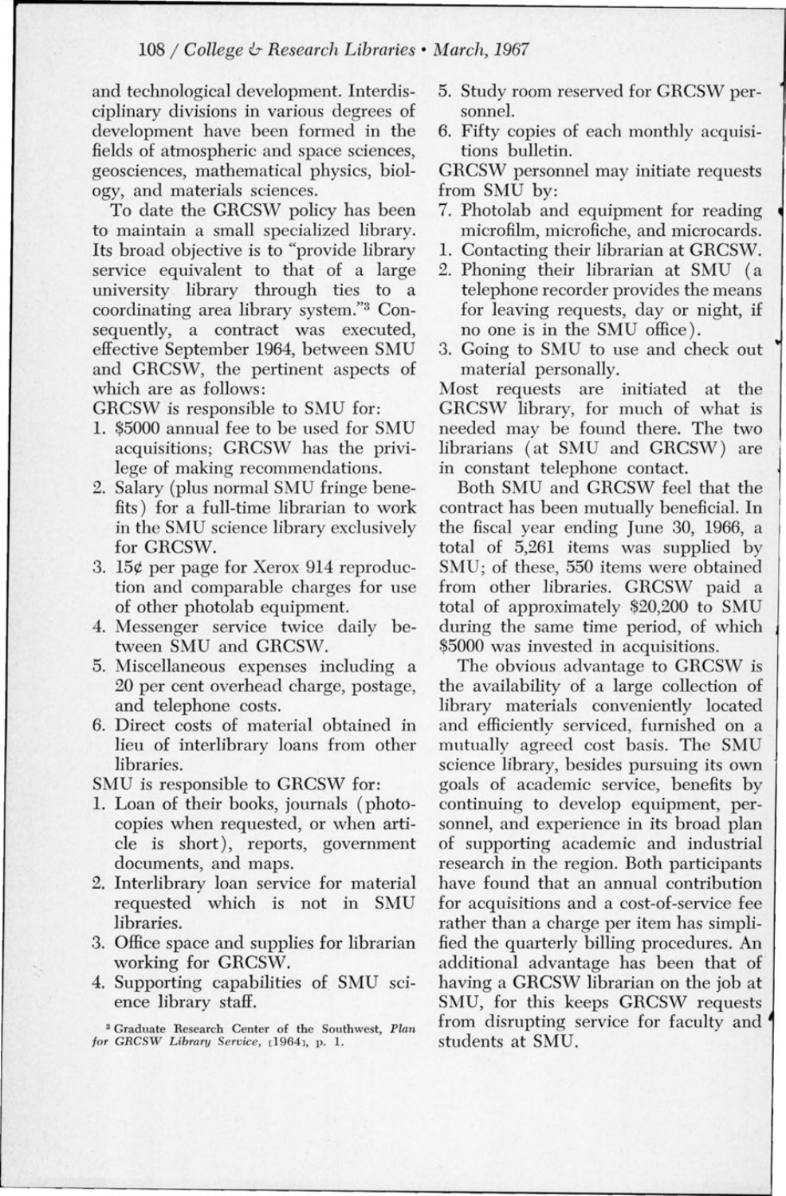and technological development. Interdisciplinary divisions in various degrees of development have been formed in the fields of atmospheric and space sciences, geosciences, mathematical physics, biology, and materials sciences.

To date the GRCSW policy has been to maintain a small specialized library. Its broad objective is to "provide library service equivalent to that of a large university library through ties to a coordinating area library system."[3] Consequently, a contract was executed, effective September 1964, between SMU and GRCSW, the pertinent aspects of which are as follows:

GRCSW is responsible to SMU for:

1. $5000 annual fee to be used for SMU acquisitions; GRCSW has the privilege of making recommendations.
2. Salary (plus normal SMU fringe benefits) for a full-time librarian to work in the SMU science library exclusively for GRCSW.
3. 15¢ per page for Xerox 914 reproduction and comparable charges for use of other photolab equipment.
4. Messenger service twice daily between SMU and GRCSW.
5. Miscellaneous expenses including a 20 per cent overhead charge, postage, and telephone costs.
6. Direct costs of material obtained in lieu of interlibrary loans from other libraries.

SMU is responsible to GRCSW for:

1. Loan of their books, journals (photocopies when requested, or when article is short), reports, government documents, and maps.
2. Interlibrary loan service for material requested which is not in SMU libraries.
3. Office space and supplies for librarian working for GRCSW.
4. Supporting capabilities of SMU science library staff.
5. Study room reserved for GRCSW personnel.
6. Fifty copies of each monthly acquisitions bulletin.
7. Photolab and equipment for reading microfilm, microfiche, and microcards.

GRCSW personnel may initiate requests from SMU by:

1. Contacting their librarian at GRCSW.
2. Phoning their librarian at SMU (a telephone recorder provides the means for leaving requests, day or night, if no one is in the SMU office).
3. Going to SMU to use and check out material personally.

Most requests are initiated at the GRCSW library, for much of what is needed may be found there. The two librarians (at SMU and GRCSW) are in constant telephone contact.

Both SMU and GRCSW feel that the contract has been mutually beneficial. In the fiscal year ending June 30, 1966, a total of 5,261 items was supplied by SMU; of these, 550 items were obtained from other libraries. GRCSW paid a total of approximately $20,200 to SMU during the same time period, of which $5000 was invested in acquisitions.

The obvious advantage to GRCSW is the availability of a large collection of library materials conveniently located and efficiently serviced, furnished on a mutually agreed cost basis. The SMU science library, besides pursuing its own goals of academic service, benefits by continuing to develop equipment, personnel, and experience in its broad plan of supporting academic and industrial research in the region. Both participants have found that an annual contribution for acquisitions and a cost-of-service fee rather than a charge per item has simplified the quarterly billing procedures. An additional advantage has been that of having a GRCSW librarian on the job at SMU, for this keeps GRCSW requests from disrupting service for faculty and students at SMU.

[3] Graduate Research Center of the Southwest, *Plan for GRCSW Library Service*, [1964], p. 1.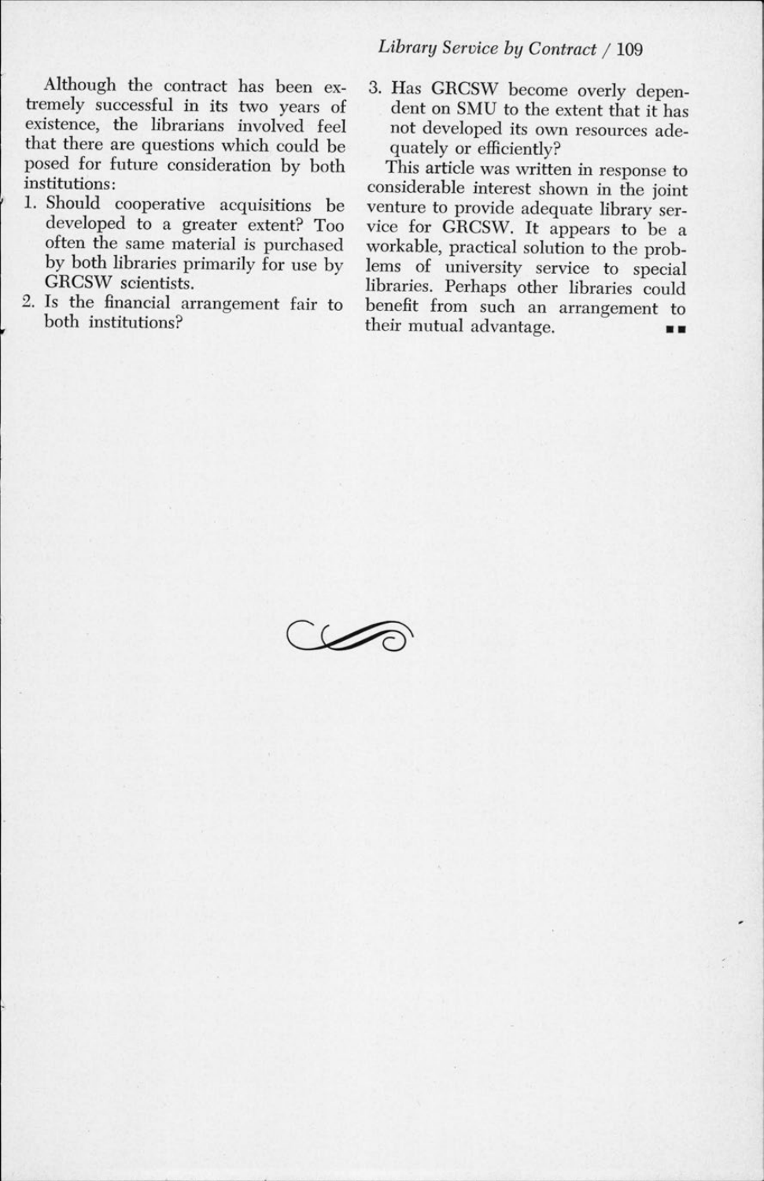Although the contract has been extremely successful in its two years of existence, the librarians involved feel that there are questions which could be posed for future consideration by both institutions:

1. Should cooperative acquisitions be developed to a greater extent? Too often the same material is purchased by both libraries primarily for use by GRCSW scientists.
2. Is the financial arrangement fair to both institutions?
3. Has GRCSW become overly dependent on SMU to the extent that it has not developed its own resources adequately or efficiently?

This article was written in response to considerable interest shown in the joint venture to provide adequate library service for GRCSW. It appears to be a workable, practical solution to the problems of university service to special libraries. Perhaps other libraries could benefit from such an arrangement to their mutual advantage. ■■